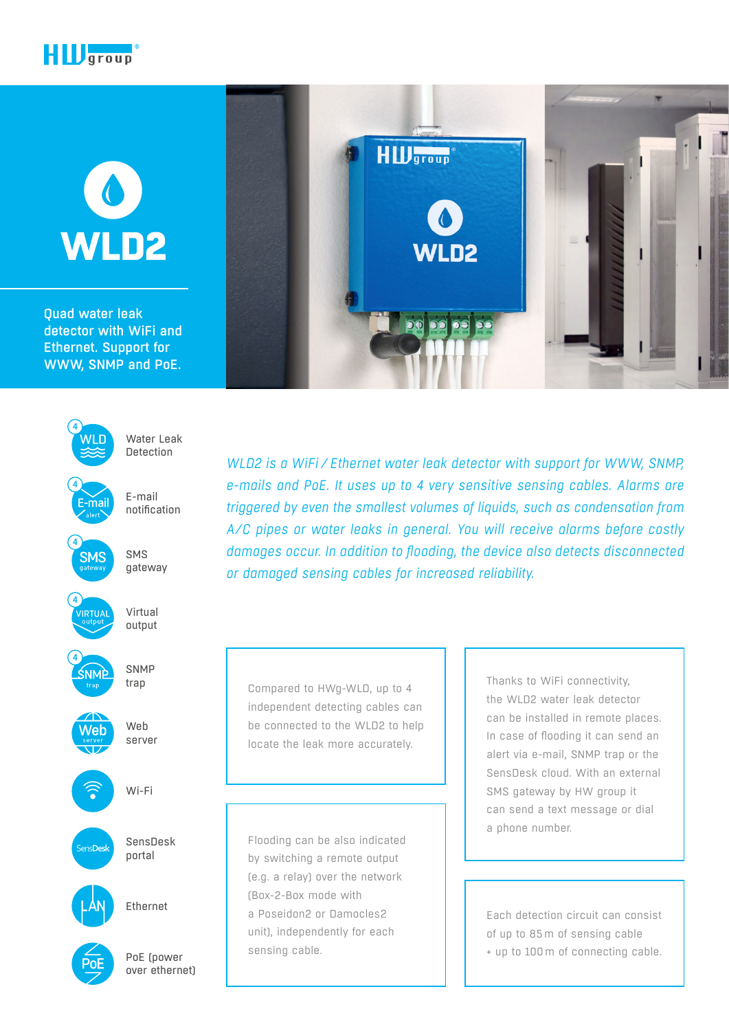# WLD2

Quad water leak detector with WiFi and Ethernet. Support for WWW, SNMP and PoE.

- Water Leak Detection
- E-mail notification
- SMS gateway
- Virtual output
- SNMP trap
- Web server
- Wi-Fi
- SensDesk portal
- Ethernet
- PoE (power over ethernet)

*WLD2 is a WiFi / Ethernet water leak detector with support for WWW, SNMP, e-mails and PoE. It uses up to 4 very sensitive sensing cables. Alarms are triggered by even the smallest volumes of liquids, such as condensation from A/C pipes or water leaks in general. You will receive alarms before costly damages occur. In addition to flooding, the device also detects disconnected or damaged sensing cables for increased reliability.*

Compared to HWg-WLD, up to 4 independent detecting cables can be connected to the WLD2 to help locate the leak more accurately.

Thanks to WiFi connectivity, the WLD2 water leak detector can be installed in remote places. In case of flooding it can send an alert via e-mail, SNMP trap or the SensDesk cloud. With an external SMS gateway by HW group it can send a text message or dial a phone number.

Flooding can be also indicated by switching a remote output (e.g. a relay) over the network (Box-2-Box mode with a Poseidon2 or Damocles2 unit), independently for each sensing cable.

Each detection circuit can consist of up to 85 m of sensing cable + up to 100 m of connecting cable.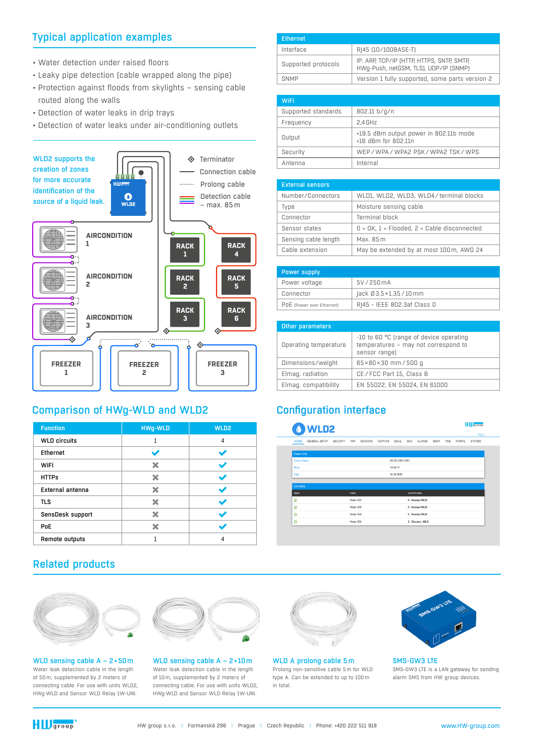## Typical application examples

- Water detection under raised floors
- Leaky pipe detection (cable wrapped along the pipe)
- Protection against floods from skylights – sensing cable routed along the walls
- Detection of water leaks in drip trays
- Detection of water leaks under air-conditioning outlets

WLD2 supports the creation of zones for more accurate identification of the source of a liquid leak.

Terminator
Connection cable
Prolong cable
Detection cable – max. 85 m

AIRCONDITION 1
AIRCONDITION 2
AIRCONDITION 3
RACK 1
RACK 2
RACK 3
RACK 4
RACK 5
RACK 6
FREEZER 1
FREEZER 2
FREEZER 3

| Ethernet | |
|---|---|
| Interface | RJ45 (10/100BASE-T) |
| Supported protocols | IP: ARP, TCP/IP (HTTP, HTTPS, SNTP, SMTP, HWg-Push, netGSM, TLS), UDP/IP (SNMP) |
| SNMP | Version 1 fully supported, some parts version 2 |

| WiFi | |
|---|---|
| Supported standards | 802.11 b/g/n |
| Frequency | 2,4 GHz |
| Output | +19.5 dBm output power in 802.11b mode<br>+16 dBm for 802.11n |
| Security | WEP / WPA / WPA2 PSK / WPA2 TSK / WPS |
| Antenna | Internal |

| External sensors | |
|---|---|
| Number/Connectors | WLD1, WLD2, WLD3, WLD4 / terminal blocks |
| Type | Moisture sensing cable |
| Connector | Terminal block |
| Sensor states | 0 = OK, 1 = Flooded, 2 = Cable disconnected |
| Sensing cable length | Max. 85 m |
| Cable extension | May be extended by at most 100 m, AWG 24 |

| Power supply | |
|---|---|
| Power voltage | 5 V / 250 mA |
| Connector | Jack Ø 3.5×1.35 / 10 mm |
| PoE (Power over Ethernet) | RJ45 - IEEE 802.3af Class 0 |

| Other parameters | |
|---|---|
| Operating temperature | -10 to 60 °C (range of device operating temperatures – may not correspond to sensor range) |
| Dimensions/weight | 65 × 80 × 30 mm / 500 g |
| Elmag. radiation | CE / FCC Part 15, Class B |
| Elmag. compatibility | EN 55022, EN 55024, EN 61000 |

## Comparison of HWg-WLD and WLD2

| Function | HWg-WLD | WLD2 |
|---|---|---|
| WLD circuits | 1 | 4 |
| Ethernet | ✔ | ✔ |
| WiFi | ✖ | ✔ |
| HTTPs | ✖ | ✔ |
| External antenna | ✖ | ✔ |
| TLS | ✖ | ✔ |
| SensDesk support | ✖ | ✔ |
| PoE | ✖ | ✔ |
| Remote outputs | 1 | 4 |

## Configuration interface

## Related products

**WLD sensing cable A – 2+50 m**
Water leak detection cable in the length of 50 m, supplemented by 2 meters of connecting cable. For use with units WLD2, HWg-WLD and Sensor WLD Relay 1W-UNI.

**WLD sensing cable A – 2+10 m**
Water leak detection cable in the length of 10 m, supplemented by 2 meters of connecting cable. For use with units WLD2, HWg-WLD and Sensor WLD Relay 1W-UNI.

**WLD A prolong cable 5 m**
Prolong non-sensitive cable 5 m for WLD type A. Can be extended to up to 100 m in total.

**SMS-GW3 LTE**
SMS-GW3 LTE is a LAN gateway for sending alarm SMS from HW group devices.

HW group s.r.o. | Formanská 296 | Prague | Czech Republic | Phone: +420 222 511 918 www.HW-group.com